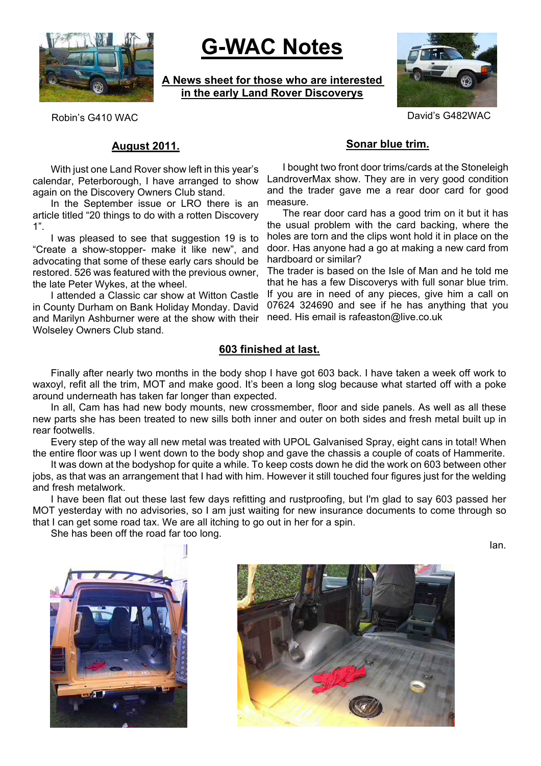# G-WAC Notes

**A News sheet for those who are interested in the early Land Rover Discoverys**

Robin's G410 WAC

David's G482WAC

## August 2011.

With just one Land Rover show left in this year's calendar, Peterborough, I have arranged to show again on the Discovery Owners Club stand.

In the September issue or LRO there is an article titled "20 things to do with a rotten Discovery 1".

I was pleased to see that suggestion 19 is to "Create a show-stopper- make it like new", and advocating that some of these early cars should be restored. 526 was featured with the previous owner, the late Peter Wykes, at the wheel.

I attended a Classic car show at Witton Castle in County Durham on Bank Holiday Monday. David and Marilyn Ashburner were at the show with their Wolseley Owners Club stand.

## Sonar blue trim.

I bought two front door trims/cards at the Stoneleigh LandroverMax show. They are in very good condition and the trader gave me a rear door card for good measure.

The rear door card has a good trim on it but it has the usual problem with the card backing, where the holes are torn and the clips wont hold it in place on the door. Has anyone had a go at making a new card from hardboard or similar?

The trader is based on the Isle of Man and he told me that he has a few Discoverys with full sonar blue trim. If you are in need of any pieces, give him a call on 07624 324690 and see if he has anything that you need. His email is rafeaston@live.co.uk

## 603 finished at last.

Finally after nearly two months in the body shop I have got 603 back. I have taken a week off work to waxoyl, refit all the trim, MOT and make good. It's been a long slog because what started off with a poke around underneath has taken far longer than expected.

In all, Cam has had new body mounts, new crossmember, floor and side panels. As well as all these new parts she has been treated to new sills both inner and outer on both sides and fresh metal built up in rear footwells.

Every step of the way all new metal was treated with UPOL Galvanised Spray, eight cans in total! When the entire floor was up I went down to the body shop and gave the chassis a couple of coats of Hammerite.

It was down at the bodyshop for quite a while. To keep costs down he did the work on 603 between other jobs, as that was an arrangement that I had with him. However it still touched four figures just for the welding and fresh metalwork.

I have been flat out these last few days refitting and rustproofing, but I'm glad to say 603 passed her MOT yesterday with no advisories, so I am just waiting for new insurance documents to come through so that I can get some road tax. We are all itching to go out in her for a spin.

She has been off the road far too long.

Ian.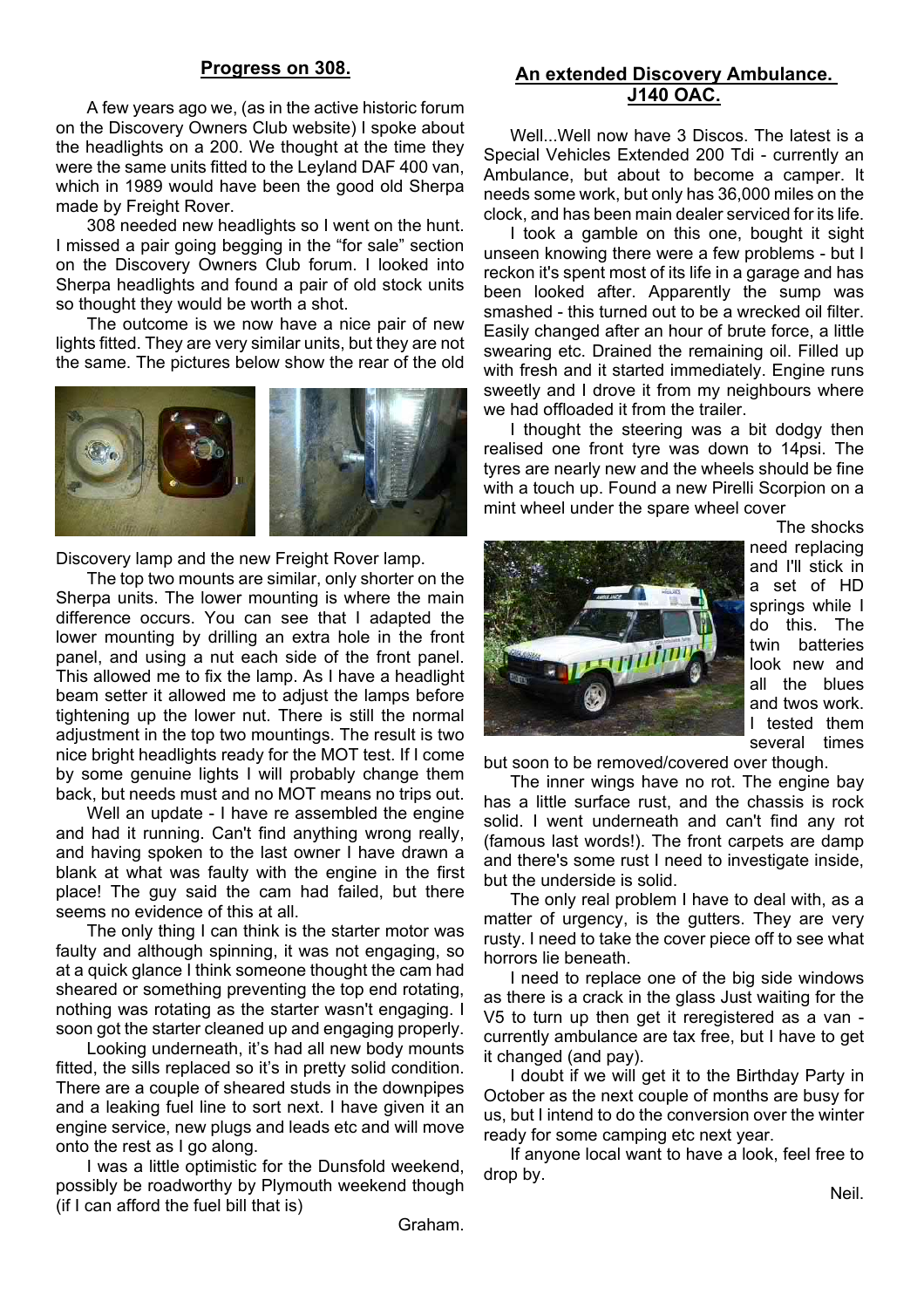## Progress on 308.

A few years ago we, (as in the active historic forum on the Discovery Owners Club website) I spoke about the headlights on a 200. We thought at the time they were the same units fitted to the Leyland DAF 400 van, which in 1989 would have been the good old Sherpa made by Freight Rover.

308 needed new headlights so I went on the hunt. I missed a pair going begging in the "for sale" section on the Discovery Owners Club forum. I looked into Sherpa headlights and found a pair of old stock units so thought they would be worth a shot.

The outcome is we now have a nice pair of new lights fitted. They are very similar units, but they are not the same. The pictures below show the rear of the old Discovery lamp and the new Freight Rover lamp.

The top two mounts are similar, only shorter on the Sherpa units. The lower mounting is where the main difference occurs. You can see that I adapted the lower mounting by drilling an extra hole in the front panel, and using a nut each side of the front panel. This allowed me to fix the lamp. As I have a headlight beam setter it allowed me to adjust the lamps before tightening up the lower nut. There is still the normal adjustment in the top two mountings. The result is two nice bright headlights ready for the MOT test. If I come by some genuine lights I will probably change them back, but needs must and no MOT means no trips out.

Well an update - I have re assembled the engine and had it running. Can't find anything wrong really, and having spoken to the last owner I have drawn a blank at what was faulty with the engine in the first place! The guy said the cam had failed, but there seems no evidence of this at all.

The only thing I can think is the starter motor was faulty and although spinning, it was not engaging, so at a quick glance I think someone thought the cam had sheared or something preventing the top end rotating, nothing was rotating as the starter wasn't engaging. I soon got the starter cleaned up and engaging properly.

Looking underneath, it's had all new body mounts fitted, the sills replaced so it's in pretty solid condition. There are a couple of sheared studs in the downpipes and a leaking fuel line to sort next. I have given it an engine service, new plugs and leads etc and will move onto the rest as I go along.

I was a little optimistic for the Dunsfold weekend, possibly be roadworthy by Plymouth weekend though (if I can afford the fuel bill that is)

Graham.

## An extended Discovery Ambulance. J140 OAC.

Well...Well now have 3 Discos. The latest is a Special Vehicles Extended 200 Tdi - currently an Ambulance, but about to become a camper. It needs some work, but only has 36,000 miles on the clock, and has been main dealer serviced for its life.

I took a gamble on this one, bought it sight unseen knowing there were a few problems - but I reckon it's spent most of its life in a garage and has been looked after. Apparently the sump was smashed - this turned out to be a wrecked oil filter. Easily changed after an hour of brute force, a little swearing etc. Drained the remaining oil. Filled up with fresh and it started immediately. Engine runs sweetly and I drove it from my neighbours where we had offloaded it from the trailer.

I thought the steering was a bit dodgy then realised one front tyre was down to 14psi. The tyres are nearly new and the wheels should be fine with a touch up. Found a new Pirelli Scorpion on a mint wheel under the spare wheel cover

The shocks need replacing and I'll stick in a set of HD springs while I do this. The twin batteries look new and all the blues and twos work. I tested them several times but soon to be removed/covered over though.

The inner wings have no rot. The engine bay has a little surface rust, and the chassis is rock solid. I went underneath and can't find any rot (famous last words!). The front carpets are damp and there's some rust I need to investigate inside, but the underside is solid.

The only real problem I have to deal with, as a matter of urgency, is the gutters. They are very rusty. I need to take the cover piece off to see what horrors lie beneath.

I need to replace one of the big side windows as there is a crack in the glass Just waiting for the V5 to turn up then get it reregistered as a van - currently ambulance are tax free, but I have to get it changed (and pay).

I doubt if we will get it to the Birthday Party in October as the next couple of months are busy for us, but I intend to do the conversion over the winter ready for some camping etc next year.

If anyone local want to have a look, feel free to drop by.

Neil.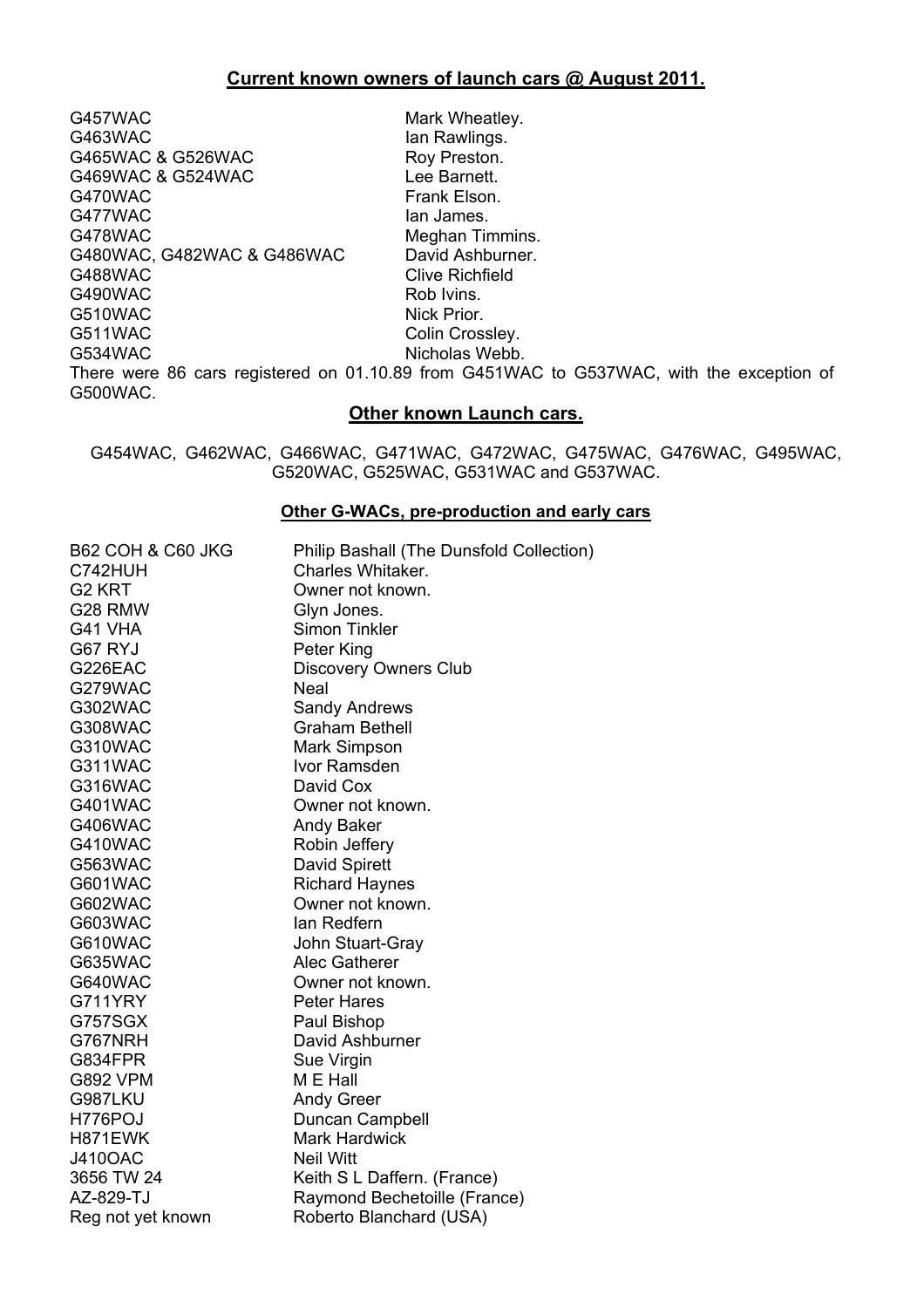## Current known owners of launch cars @ August 2011.

| | |
|---|---|
| G457WAC | Mark Wheatley. |
| G463WAC | Ian Rawlings. |
| G465WAC & G526WAC | Roy Preston. |
| G469WAC & G524WAC | Lee Barnett. |
| G470WAC | Frank Elson. |
| G477WAC | Ian James. |
| G478WAC | Meghan Timmins. |
| G480WAC, G482WAC & G486WAC | David Ashburner. |
| G488WAC | Clive Richfield |
| G490WAC | Rob Ivins. |
| G510WAC | Nick Prior. |
| G511WAC | Colin Crossley. |
| G534WAC | Nicholas Webb. |

There were 86 cars registered on 01.10.89 from G451WAC to G537WAC, with the exception of G500WAC.

## Other known Launch cars.

G454WAC, G462WAC, G466WAC, G471WAC, G472WAC, G475WAC, G476WAC, G495WAC, G520WAC, G525WAC, G531WAC and G537WAC.

### Other G-WACs, pre-production and early cars

| | |
|---|---|
| B62 COH & C60 JKG | Philip Bashall (The Dunsfold Collection) |
| C742HUH | Charles Whitaker. |
| G2 KRT | Owner not known. |
| G28 RMW | Glyn Jones. |
| G41 VHA | Simon Tinkler |
| G67 RYJ | Peter King |
| G226EAC | Discovery Owners Club |
| G279WAC | Neal |
| G302WAC | Sandy Andrews |
| G308WAC | Graham Bethell |
| G310WAC | Mark Simpson |
| G311WAC | Ivor Ramsden |
| G316WAC | David Cox |
| G401WAC | Owner not known. |
| G406WAC | Andy Baker |
| G410WAC | Robin Jeffery |
| G563WAC | David Spirett |
| G601WAC | Richard Haynes |
| G602WAC | Owner not known. |
| G603WAC | Ian Redfern |
| G610WAC | John Stuart-Gray |
| G635WAC | Alec Gatherer |
| G640WAC | Owner not known. |
| G711YRY | Peter Hares |
| G757SGX | Paul Bishop |
| G767NRH | David Ashburner |
| G834FPR | Sue Virgin |
| G892 VPM | M E Hall |
| G987LKU | Andy Greer |
| H776POJ | Duncan Campbell |
| H871EWK | Mark Hardwick |
| J410OAC | Neil Witt |
| 3656 TW 24 | Keith S L Daffern. (France) |
| AZ-829-TJ | Raymond Bechetoille (France) |
| Reg not yet known | Roberto Blanchard (USA) |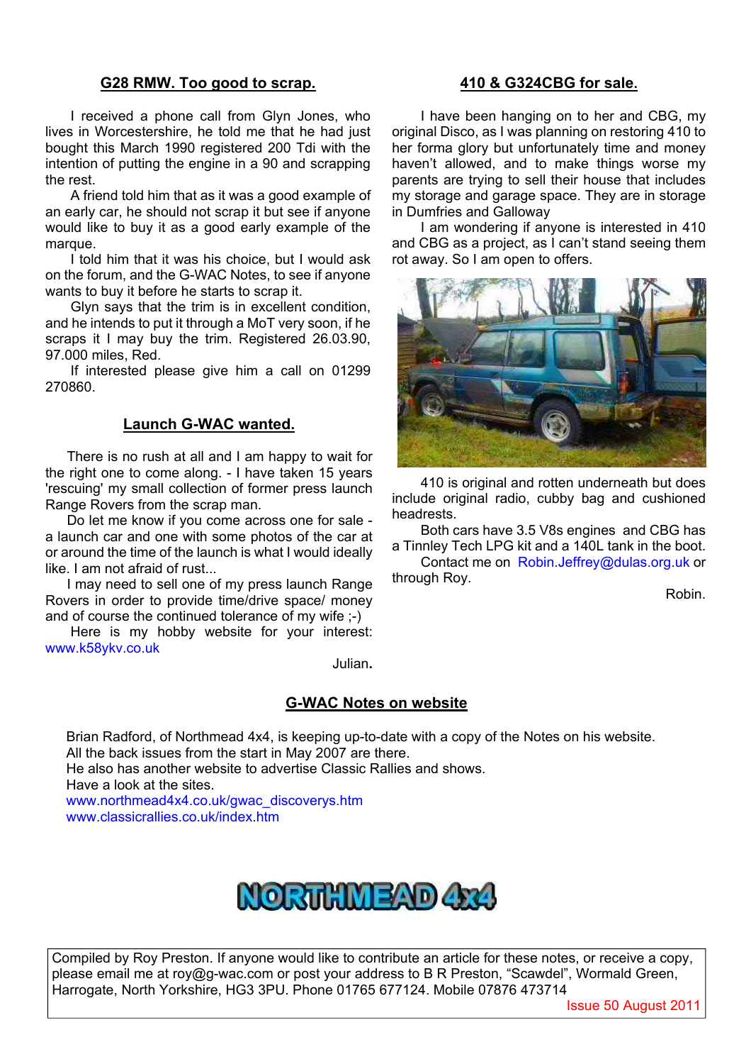## G28 RMW. Too good to scrap.

I received a phone call from Glyn Jones, who lives in Worcestershire, he told me that he had just bought this March 1990 registered 200 Tdi with the intention of putting the engine in a 90 and scrapping the rest.

A friend told him that as it was a good example of an early car, he should not scrap it but see if anyone would like to buy it as a good early example of the marque.

I told him that it was his choice, but I would ask on the forum, and the G-WAC Notes, to see if anyone wants to buy it before he starts to scrap it.

Glyn says that the trim is in excellent condition, and he intends to put it through a MoT very soon, if he scraps it I may buy the trim. Registered 26.03.90, 97.000 miles, Red.

If interested please give him a call on 01299 270860.

## Launch G-WAC wanted.

There is no rush at all and I am happy to wait for the right one to come along. - I have taken 15 years 'rescuing' my small collection of former press launch Range Rovers from the scrap man.

Do let me know if you come across one for sale - a launch car and one with some photos of the car at or around the time of the launch is what I would ideally like. I am not afraid of rust...

I may need to sell one of my press launch Range Rovers in order to provide time/drive space/ money and of course the continued tolerance of my wife ;-)

Here is my hobby website for your interest: www.k58ykv.co.uk

Julian.

## 410 & G324CBG for sale.

I have been hanging on to her and CBG, my original Disco, as I was planning on restoring 410 to her forma glory but unfortunately time and money haven't allowed, and to make things worse my parents are trying to sell their house that includes my storage and garage space. They are in storage in Dumfries and Galloway

I am wondering if anyone is interested in 410 and CBG as a project, as I can't stand seeing them rot away. So I am open to offers.

410 is original and rotten underneath but does include original radio, cubby bag and cushioned headrests.

Both cars have 3.5 V8s engines and CBG has a Tinnley Tech LPG kit and a 140L tank in the boot.

Contact me on Robin.Jeffrey@dulas.org.uk or through Roy.

Robin.

## G-WAC Notes on website

Brian Radford, of Northmead 4x4, is keeping up-to-date with a copy of the Notes on his website.
All the back issues from the start in May 2007 are there.
He also has another website to advertise Classic Rallies and shows.
Have a look at the sites.
www.northmead4x4.co.uk/gwac_discoverys.htm
www.classicrallies.co.uk/index.htm

NORTHMEAD 4x4

Compiled by Roy Preston. If anyone would like to contribute an article for these notes, or receive a copy, please email me at roy@g-wac.com or post your address to B R Preston, "Scawdel", Wormald Green, Harrogate, North Yorkshire, HG3 3PU. Phone 01765 677124. Mobile 07876 473714

Issue 50 August 2011